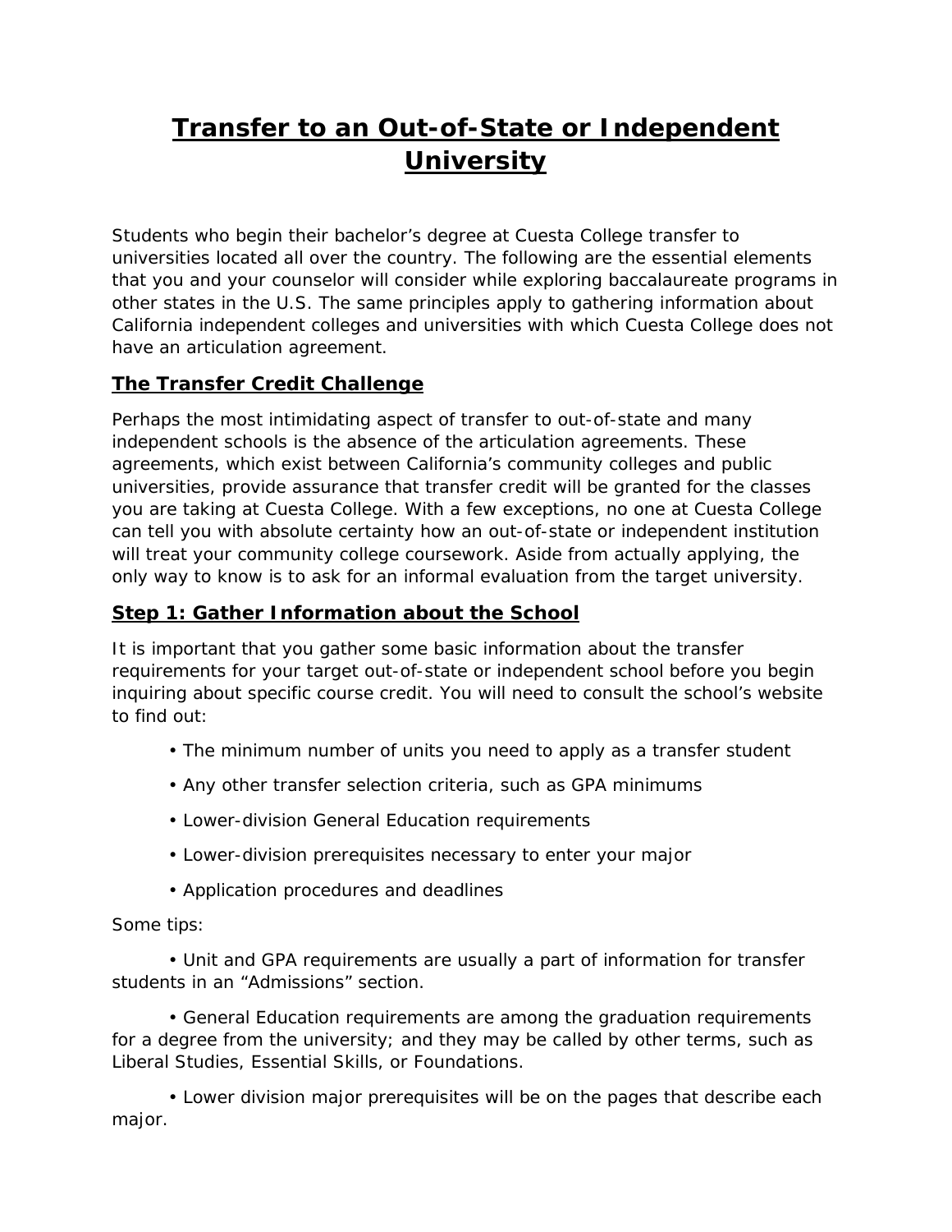# Transfer to an Out-of-State or Independent University

Students who begin their bachelor's degree at Cuesta College transfer to universities located all over the country. The following are the essential elements that you and your counselor will consider while exploring baccalaureate programs in other states in the U.S. The same principles apply to gathering information about California independent colleges and universities with which Cuesta College does not have an articulation agreement.

## The Transfer Credit Challenge

Perhaps the most intimidating aspect of transfer to out-of-state and many independent schools is the absence of the articulation agreements. These agreements, which exist between California's community colleges and public universities, provide assurance that transfer credit will be granted for the classes you are taking at Cuesta College. With a few exceptions, no one at Cuesta College can tell you with absolute certainty how an out-of-state or independent institution will treat your community college coursework. Aside from actually applying, the only way to know is to ask for an informal evaluation from the target university.

## Step 1: Gather Information about the School

It is important that you gather some basic information about the transfer requirements for your target out-of-state or independent school before you begin inquiring about specific course credit. You will need to consult the school's website to find out:

- The minimum number of units you need to apply as a transfer student
- Any other transfer selection criteria, such as GPA minimums
- Lower-division General Education requirements
- Lower-division prerequisites necessary to enter your major
- Application procedures and deadlines

Some tips:

- Unit and GPA requirements are usually a part of information for transfer students in an "Admissions" section.
- General Education requirements are among the graduation requirements for a degree from the university; and they may be called by other terms, such as Liberal Studies, Essential Skills, or Foundations.
- Lower division major prerequisites will be on the pages that describe each major.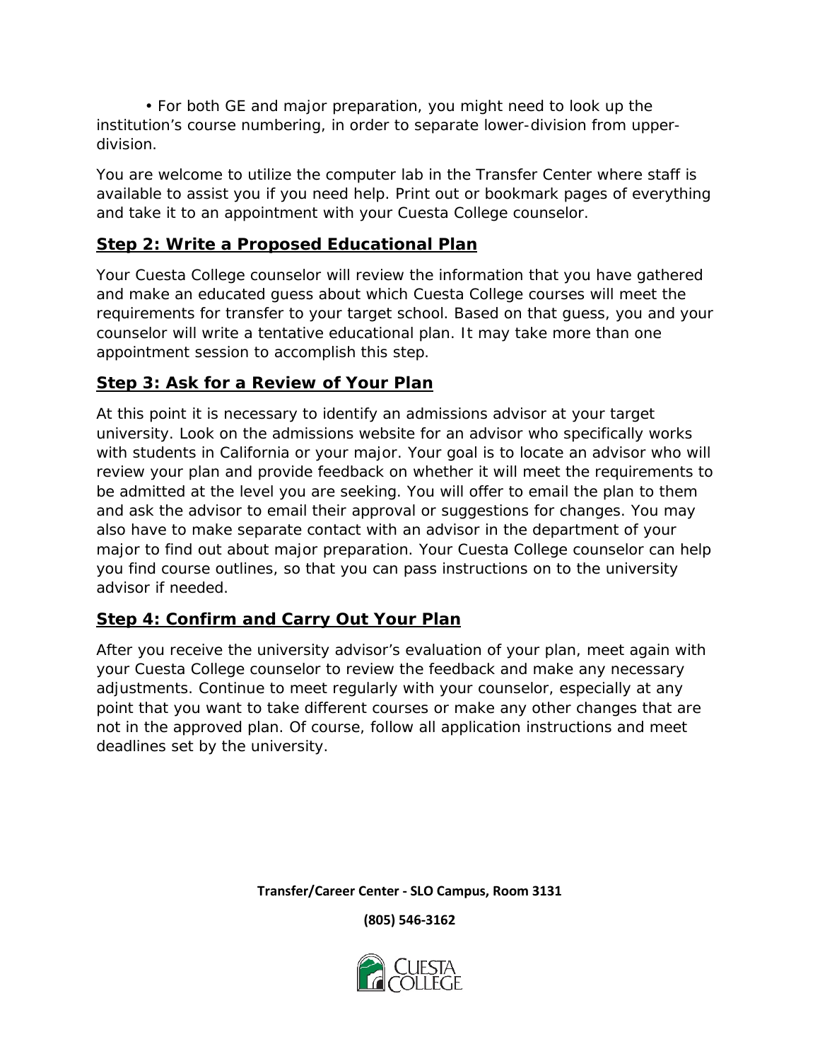- For both GE and major preparation, you might need to look up the institution's course numbering, in order to separate lower-division from upper-division.

You are welcome to utilize the computer lab in the Transfer Center where staff is available to assist you if you need help. Print out or bookmark pages of everything and take it to an appointment with your Cuesta College counselor.

## Step 2: Write a Proposed Educational Plan

Your Cuesta College counselor will review the information that you have gathered and make an educated guess about which Cuesta College courses will meet the requirements for transfer to your target school. Based on that guess, you and your counselor will write a tentative educational plan. It may take more than one appointment session to accomplish this step.

## Step 3: Ask for a Review of Your Plan

At this point it is necessary to identify an admissions advisor at your target university. Look on the admissions website for an advisor who specifically works with students in California or your major. Your goal is to locate an advisor who will review your plan and provide feedback on whether it will meet the requirements to be admitted at the level you are seeking. You will offer to email the plan to them and ask the advisor to email their approval or suggestions for changes. You may also have to make separate contact with an advisor in the department of your major to find out about major preparation. Your Cuesta College counselor can help you find course outlines, so that you can pass instructions on to the university advisor if needed.

## Step 4: Confirm and Carry Out Your Plan

After you receive the university advisor's evaluation of your plan, meet again with your Cuesta College counselor to review the feedback and make any necessary adjustments. Continue to meet regularly with your counselor, especially at any point that you want to take different courses or make any other changes that are not in the approved plan. Of course, follow all application instructions and meet deadlines set by the university.

**Transfer/Career Center - SLO Campus, Room 3131**

**(805) 546-3162**

Cuesta College